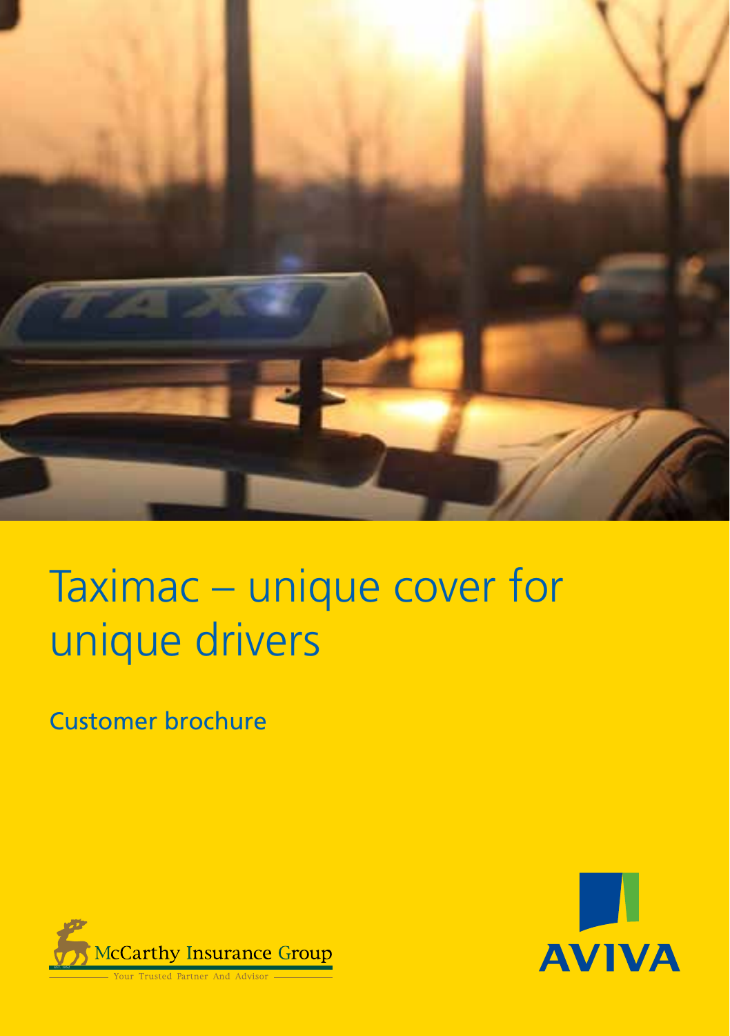# Taximac – unique cover for unique drivers

## Customer brochure

McCarthy Insurance Group

Your Trusted Partner And Advisor

AVIVA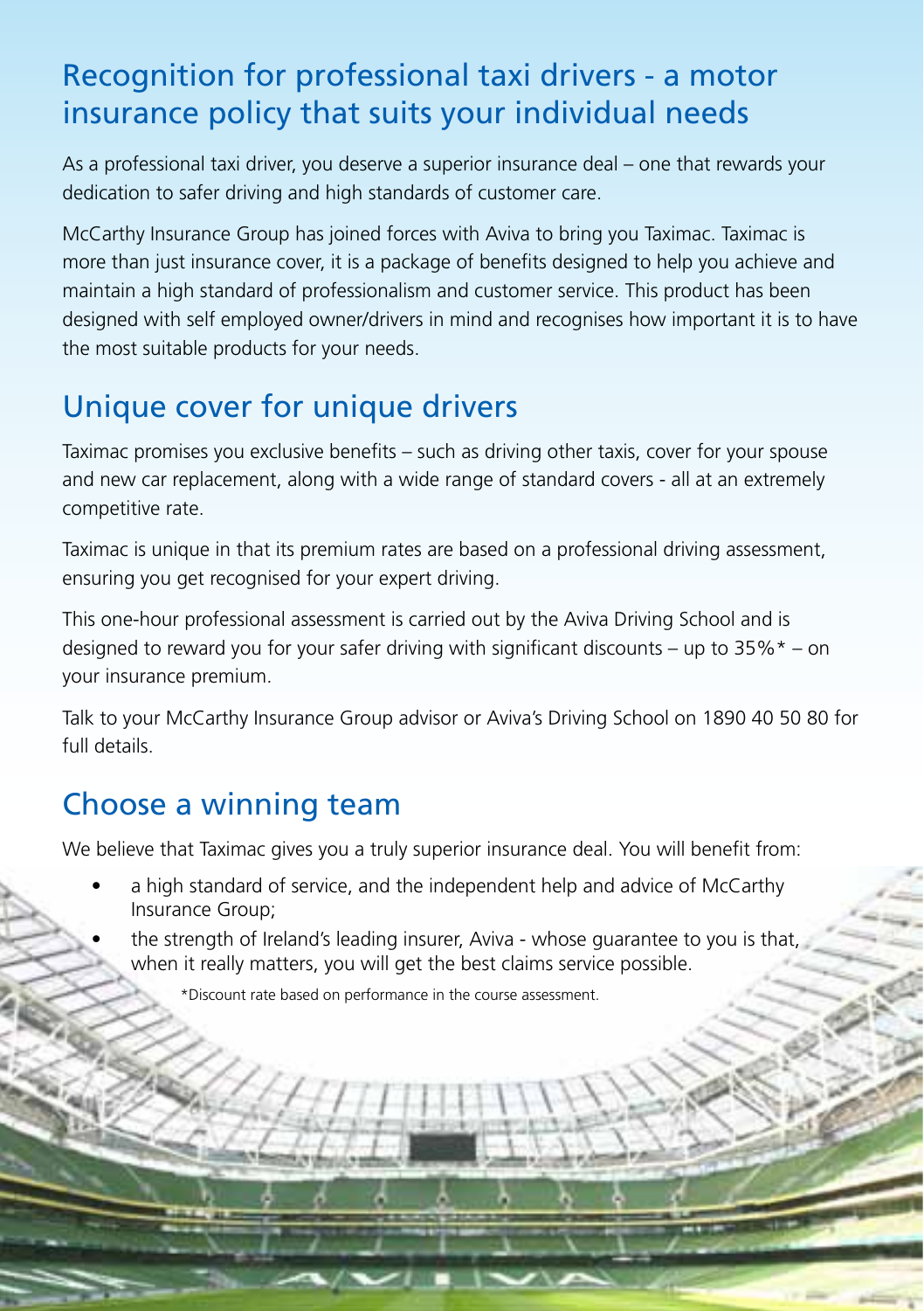## Recognition for professional taxi drivers - a motor insurance policy that suits your individual needs

As a professional taxi driver, you deserve a superior insurance deal – one that rewards your dedication to safer driving and high standards of customer care.

McCarthy Insurance Group has joined forces with Aviva to bring you Taximac. Taximac is more than just insurance cover, it is a package of benefits designed to help you achieve and maintain a high standard of professionalism and customer service. This product has been designed with self employed owner/drivers in mind and recognises how important it is to have the most suitable products for your needs.

## Unique cover for unique drivers

Taximac promises you exclusive benefits – such as driving other taxis, cover for your spouse and new car replacement, along with a wide range of standard covers - all at an extremely competitive rate.

Taximac is unique in that its premium rates are based on a professional driving assessment, ensuring you get recognised for your expert driving.

This one-hour professional assessment is carried out by the Aviva Driving School and is designed to reward you for your safer driving with significant discounts – up to 35%* – on your insurance premium.

Talk to your McCarthy Insurance Group advisor or Aviva's Driving School on 1890 40 50 80 for full details.

## Choose a winning team

We believe that Taximac gives you a truly superior insurance deal. You will benefit from:

- a high standard of service, and the independent help and advice of McCarthy Insurance Group;
- the strength of Ireland's leading insurer, Aviva - whose guarantee to you is that, when it really matters, you will get the best claims service possible.

*Discount rate based on performance in the course assessment.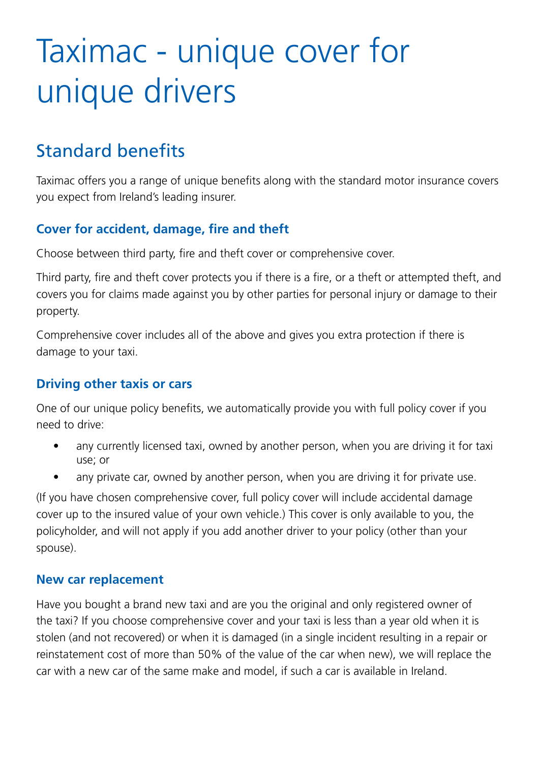# Taximac - unique cover for unique drivers

## Standard benefits

Taximac offers you a range of unique benefits along with the standard motor insurance covers you expect from Ireland's leading insurer.

### Cover for accident, damage, fire and theft

Choose between third party, fire and theft cover or comprehensive cover.

Third party, fire and theft cover protects you if there is a fire, or a theft or attempted theft, and covers you for claims made against you by other parties for personal injury or damage to their property.

Comprehensive cover includes all of the above and gives you extra protection if there is damage to your taxi.

### Driving other taxis or cars

One of our unique policy benefits, we automatically provide you with full policy cover if you need to drive:

- any currently licensed taxi, owned by another person, when you are driving it for taxi use; or
- any private car, owned by another person, when you are driving it for private use.

(If you have chosen comprehensive cover, full policy cover will include accidental damage cover up to the insured value of your own vehicle.) This cover is only available to you, the policyholder, and will not apply if you add another driver to your policy (other than your spouse).

### New car replacement

Have you bought a brand new taxi and are you the original and only registered owner of the taxi? If you choose comprehensive cover and your taxi is less than a year old when it is stolen (and not recovered) or when it is damaged (in a single incident resulting in a repair or reinstatement cost of more than 50% of the value of the car when new), we will replace the car with a new car of the same make and model, if such a car is available in Ireland.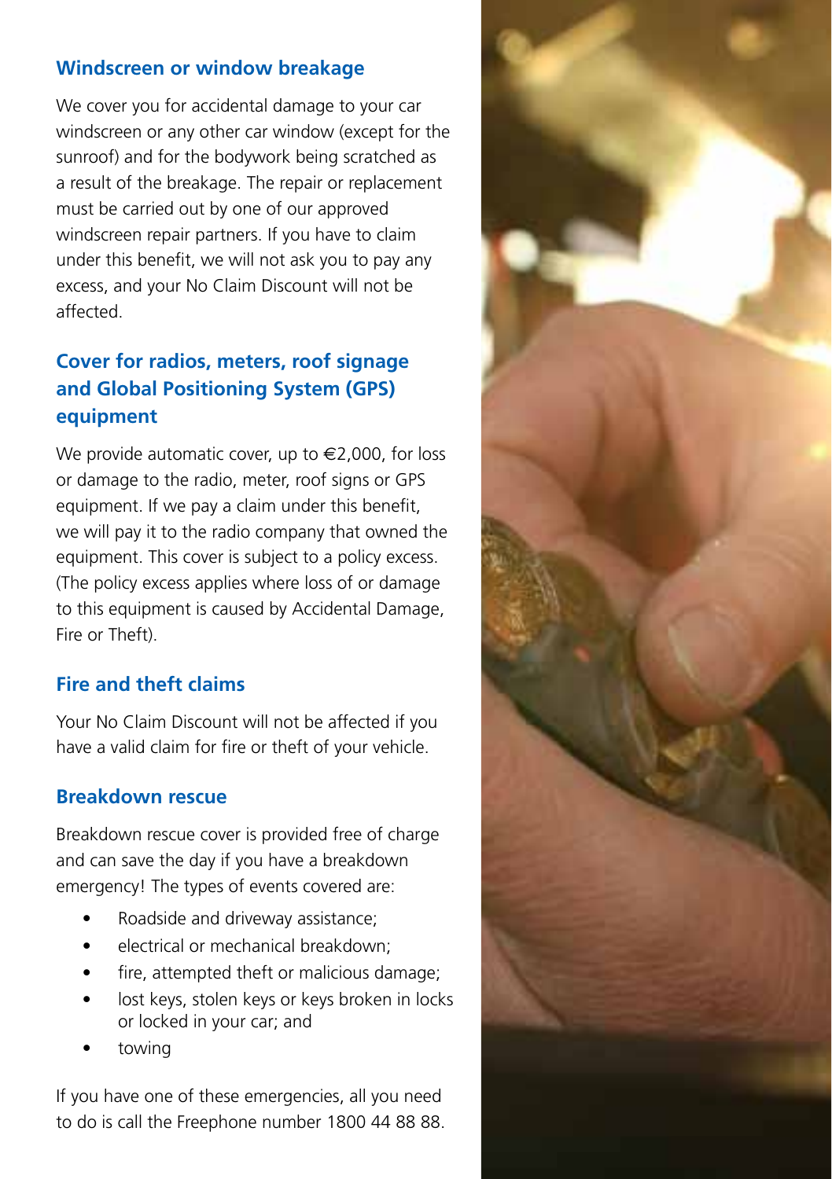## Windscreen or window breakage

We cover you for accidental damage to your car windscreen or any other car window (except for the sunroof) and for the bodywork being scratched as a result of the breakage. The repair or replacement must be carried out by one of our approved windscreen repair partners. If you have to claim under this benefit, we will not ask you to pay any excess, and your No Claim Discount will not be affected.

## Cover for radios, meters, roof signage and Global Positioning System (GPS) equipment

We provide automatic cover, up to €2,000, for loss or damage to the radio, meter, roof signs or GPS equipment. If we pay a claim under this benefit, we will pay it to the radio company that owned the equipment. This cover is subject to a policy excess. (The policy excess applies where loss of or damage to this equipment is caused by Accidental Damage, Fire or Theft).

## Fire and theft claims

Your No Claim Discount will not be affected if you have a valid claim for fire or theft of your vehicle.

## Breakdown rescue

Breakdown rescue cover is provided free of charge and can save the day if you have a breakdown emergency! The types of events covered are:

- Roadside and driveway assistance;
- electrical or mechanical breakdown;
- fire, attempted theft or malicious damage;
- lost keys, stolen keys or keys broken in locks or locked in your car; and
- towing

If you have one of these emergencies, all you need to do is call the Freephone number 1800 44 88 88.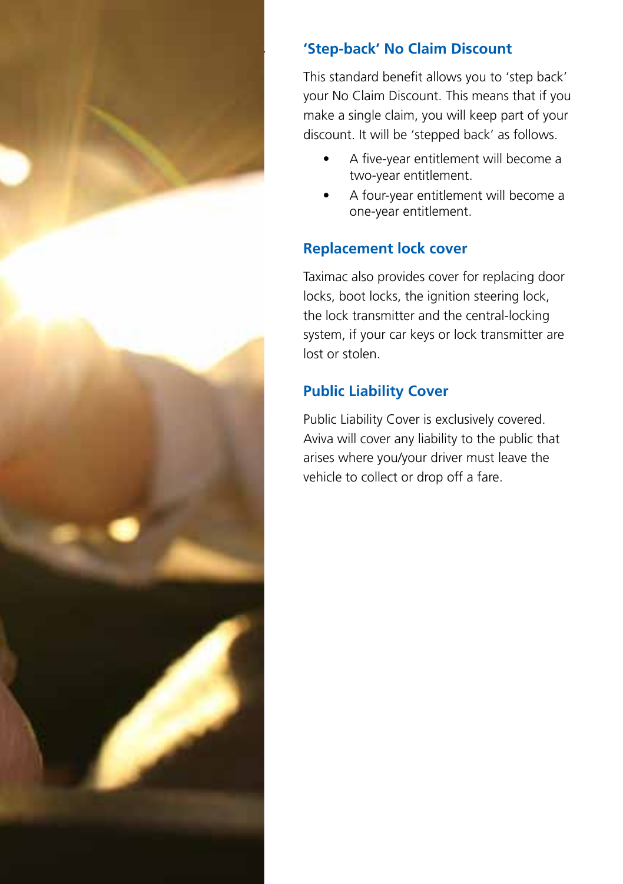## 'Step-back' No Claim Discount

This standard benefit allows you to 'step back' your No Claim Discount. This means that if you make a single claim, you will keep part of your discount. It will be 'stepped back' as follows.

- A five-year entitlement will become a two-year entitlement.
- A four-year entitlement will become a one-year entitlement.

## Replacement lock cover

Taximac also provides cover for replacing door locks, boot locks, the ignition steering lock, the lock transmitter and the central-locking system, if your car keys or lock transmitter are lost or stolen.

## Public Liability Cover

Public Liability Cover is exclusively covered. Aviva will cover any liability to the public that arises where you/your driver must leave the vehicle to collect or drop off a fare.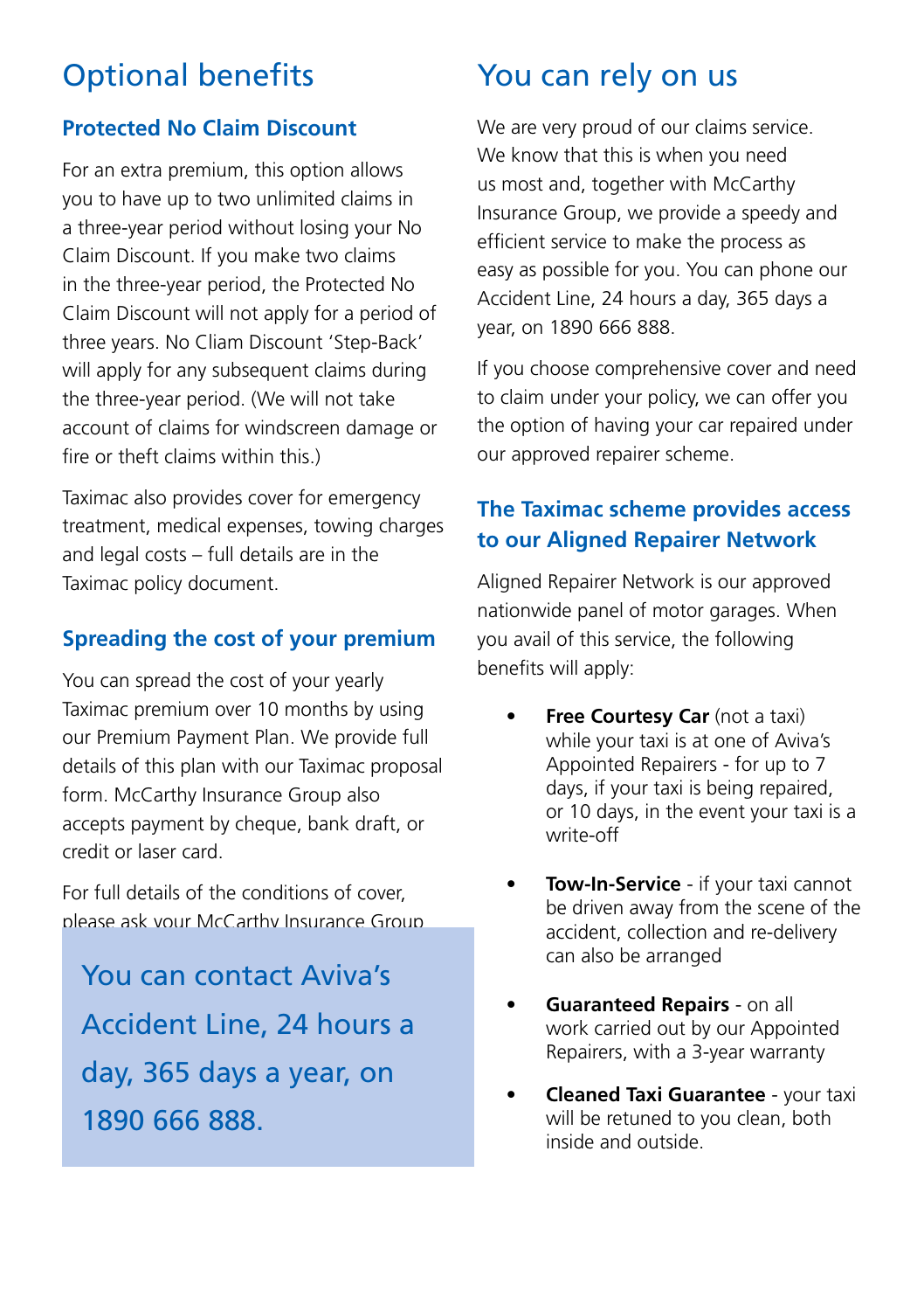## Optional benefits

### Protected No Claim Discount

For an extra premium, this option allows you to have up to two unlimited claims in a three-year period without losing your No Claim Discount. If you make two claims in the three-year period, the Protected No Claim Discount will not apply for a period of three years. No Cliam Discount 'Step-Back' will apply for any subsequent claims during the three-year period. (We will not take account of claims for windscreen damage or fire or theft claims within this.)

Taximac also provides cover for emergency treatment, medical expenses, towing charges and legal costs – full details are in the Taximac policy document.

### Spreading the cost of your premium

You can spread the cost of your yearly Taximac premium over 10 months by using our Premium Payment Plan. We provide full details of this plan with our Taximac proposal form. McCarthy Insurance Group also accepts payment by cheque, bank draft, or credit or laser card.

For full details of the conditions of cover, please ask your McCarthy Insurance Group

You can contact Aviva's Accident Line, 24 hours a day, 365 days a year, on 1890 666 888.

## You can rely on us

We are very proud of our claims service. We know that this is when you need us most and, together with McCarthy Insurance Group, we provide a speedy and efficient service to make the process as easy as possible for you. You can phone our Accident Line, 24 hours a day, 365 days a year, on 1890 666 888.

If you choose comprehensive cover and need to claim under your policy, we can offer you the option of having your car repaired under our approved repairer scheme.

### The Taximac scheme provides access to our Aligned Repairer Network

Aligned Repairer Network is our approved nationwide panel of motor garages. When you avail of this service, the following benefits will apply:

- **Free Courtesy Car** (not a taxi) while your taxi is at one of Aviva's Appointed Repairers - for up to 7 days, if your taxi is being repaired, or 10 days, in the event your taxi is a write-off
- **Tow-In-Service** - if your taxi cannot be driven away from the scene of the accident, collection and re-delivery can also be arranged
- **Guaranteed Repairs** - on all work carried out by our Appointed Repairers, with a 3-year warranty
- **Cleaned Taxi Guarantee** - your taxi will be retuned to you clean, both inside and outside.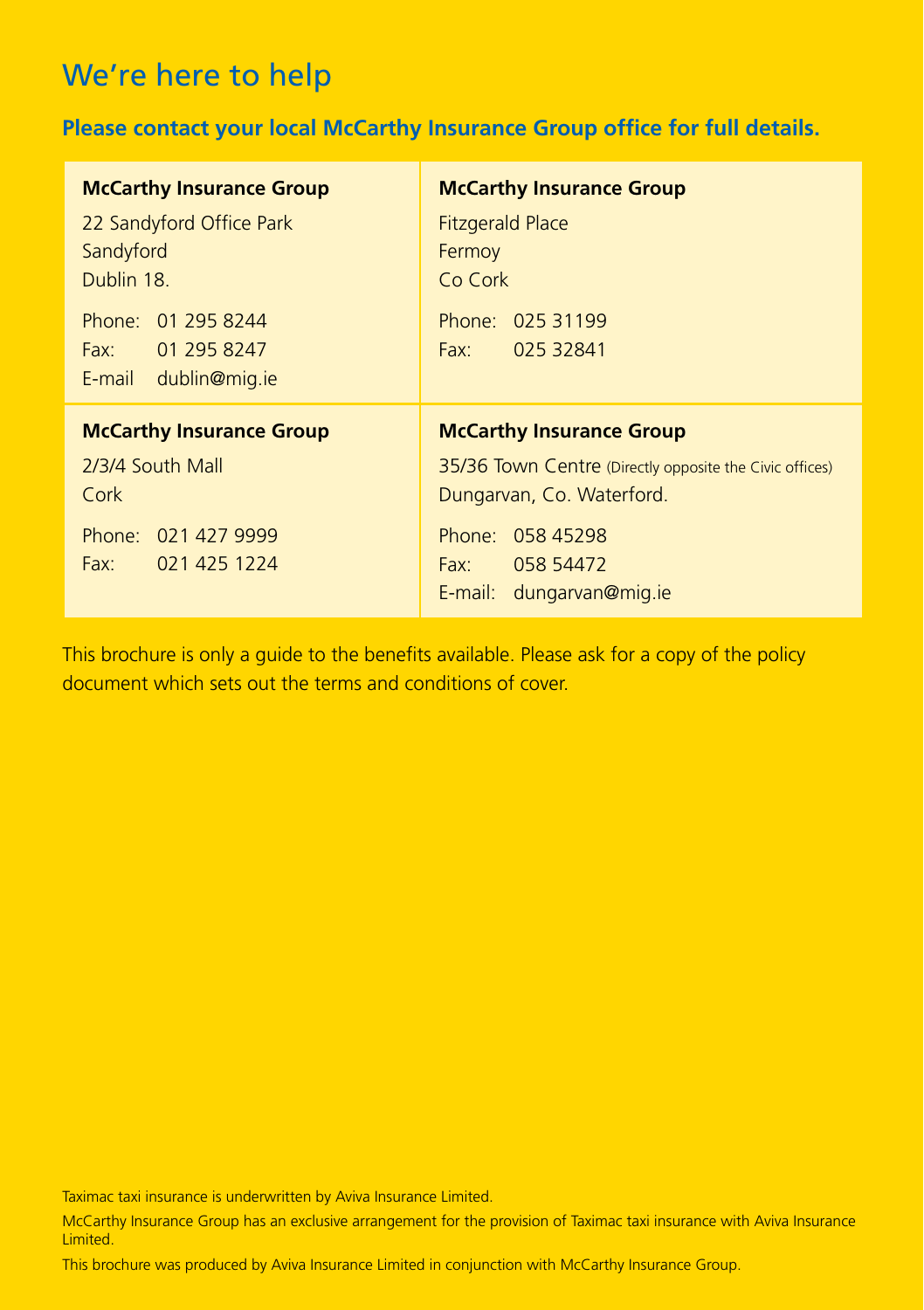# We're here to help

**Please contact your local McCarthy Insurance Group office for full details.**

**McCarthy Insurance Group**
22 Sandyford Office Park
Sandyford
Dublin 18.

Phone: 01 295 8244
Fax: 01 295 8247
E-mail dublin@mig.ie

**McCarthy Insurance Group**
Fitzgerald Place
Fermoy
Co Cork

Phone: 025 31199
Fax: 025 32841

**McCarthy Insurance Group**
2/3/4 South Mall
Cork

Phone: 021 427 9999
Fax: 021 425 1224

**McCarthy Insurance Group**
35/36 Town Centre (Directly opposite the Civic offices)
Dungarvan, Co. Waterford.

Phone: 058 45298
Fax: 058 54472
E-mail: dungarvan@mig.ie

This brochure is only a guide to the benefits available. Please ask for a copy of the policy document which sets out the terms and conditions of cover.

Taximac taxi insurance is underwritten by Aviva Insurance Limited.

McCarthy Insurance Group has an exclusive arrangement for the provision of Taximac taxi insurance with Aviva Insurance Limited.

This brochure was produced by Aviva Insurance Limited in conjunction with McCarthy Insurance Group.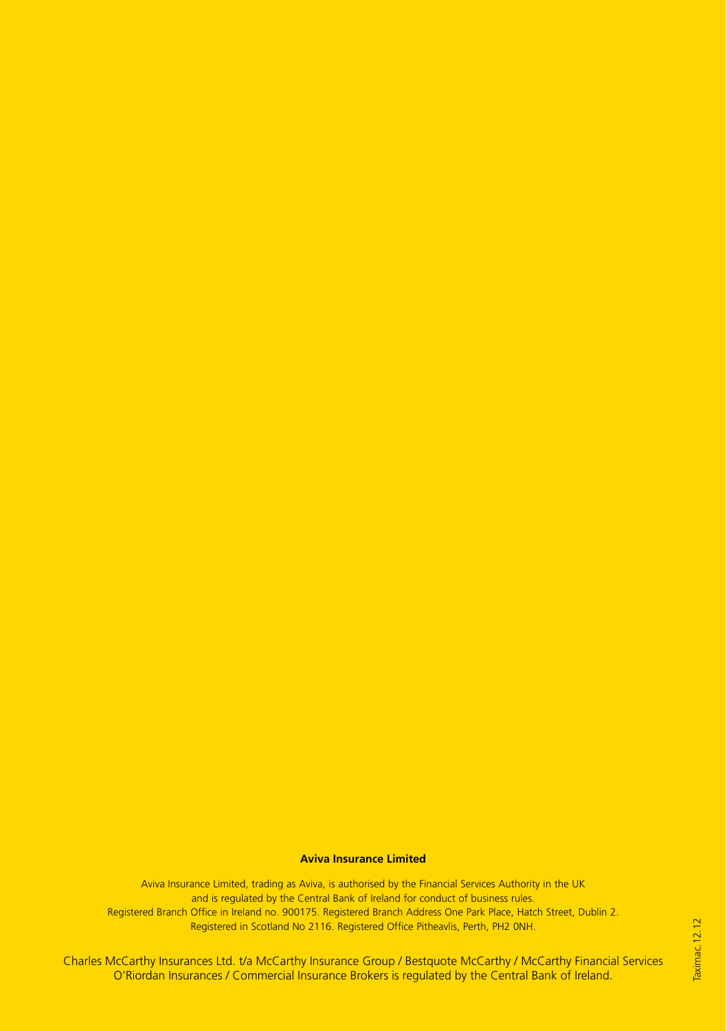**Aviva Insurance Limited**

Aviva Insurance Limited, trading as Aviva, is authorised by the Financial Services Authority in the UK and is regulated by the Central Bank of Ireland for conduct of business rules.
Registered Branch Office in Ireland no. 900175. Registered Branch Address One Park Place, Hatch Street, Dublin 2.
Registered in Scotland No 2116. Registered Office Pitheavlis, Perth, PH2 0NH.

Charles McCarthy Insurances Ltd. t/a McCarthy Insurance Group / Bestquote McCarthy / McCarthy Financial Services O'Riordan Insurances / Commercial Insurance Brokers is regulated by the Central Bank of Ireland.

Taximac.12.12